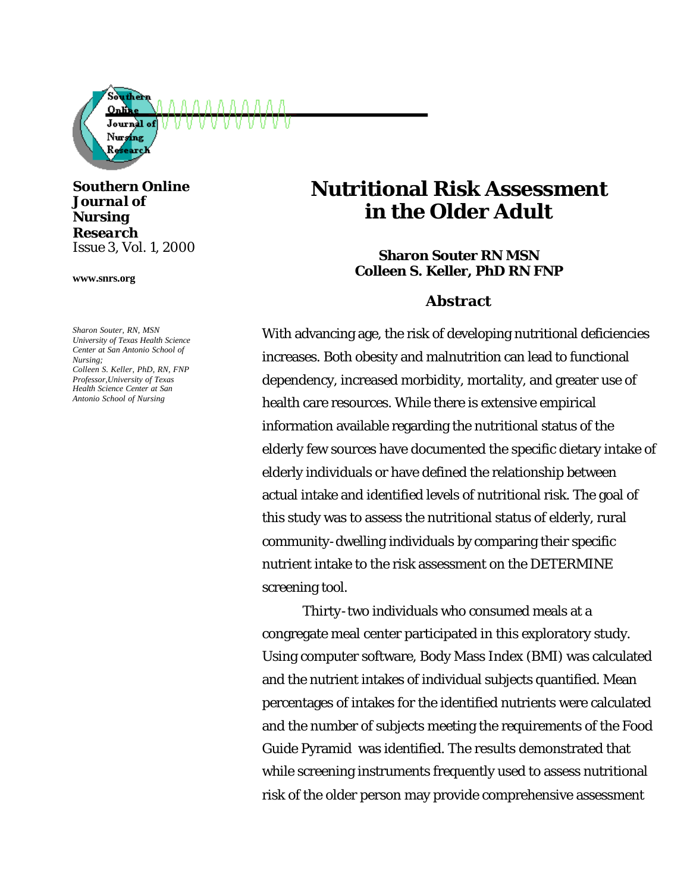**Southern Online *Journal of Nursing Research***
Issue 3, Vol. 1, 2000

**www.snrs.org**

*Sharon Souter, RN, MSN*
*University of Texas Health Science Center at San Antonio School of Nursing;*
*Colleen S. Keller, PhD, RN, FNP*
*Professor,University of Texas Health Science Center at San Antonio School of Nursing*

# Nutritional Risk Assessment in the Older Adult

**Sharon Souter RN MSN**
**Colleen S. Keller, PhD RN FNP**

## Abstract

With advancing age, the risk of developing nutritional deficiencies increases. Both obesity and malnutrition can lead to functional dependency, increased morbidity, mortality, and greater use of health care resources. While there is extensive empirical information available regarding the nutritional status of the elderly few sources have documented the specific dietary intake of elderly individuals or have defined the relationship between actual intake and identified levels of nutritional risk. The goal of this study was to assess the nutritional status of elderly, rural community-dwelling individuals by comparing their specific nutrient intake to the risk assessment on the DETERMINE screening tool.

Thirty-two individuals who consumed meals at a congregate meal center participated in this exploratory study. Using computer software, Body Mass Index (BMI) was calculated and the nutrient intakes of individual subjects quantified. Mean percentages of intakes for the identified nutrients were calculated and the number of subjects meeting the requirements of the Food Guide Pyramid was identified. The results demonstrated that while screening instruments frequently used to assess nutritional risk of the older person may provide comprehensive assessment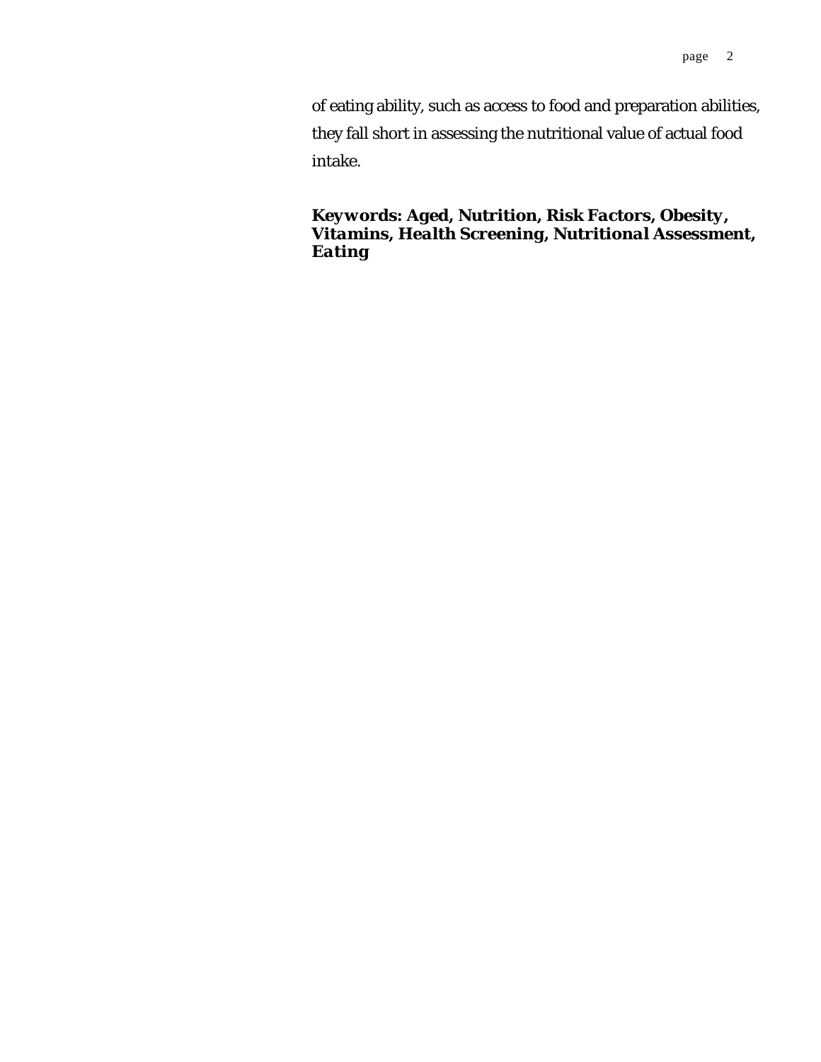of eating ability, such as access to food and preparation abilities, they fall short in assessing the nutritional value of actual food intake.

***Keywords: Aged, Nutrition, Risk Factors, Obesity, Vitamins, Health Screening, Nutritional Assessment, Eating***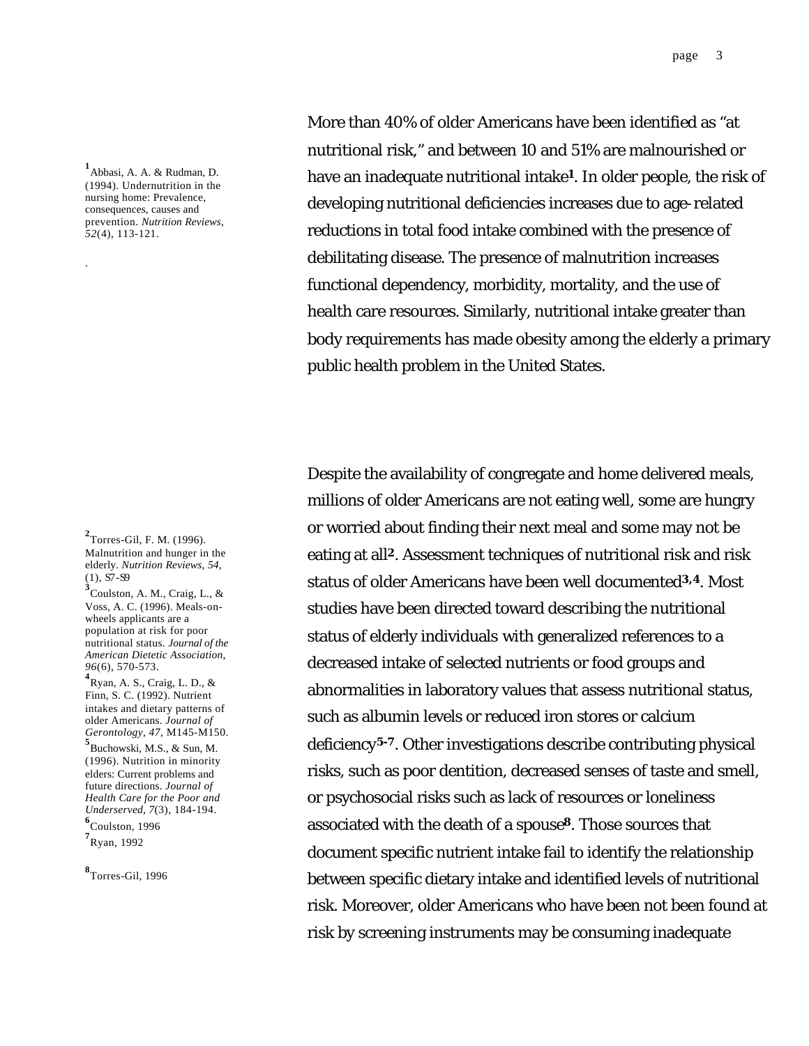More than 40% of older Americans have been identified as "at nutritional risk," and between 10 and 51% are malnourished or have an inadequate nutritional intake[1]. In older people, the risk of developing nutritional deficiencies increases due to age-related reductions in total food intake combined with the presence of debilitating disease. The presence of malnutrition increases functional dependency, morbidity, mortality, and the use of health care resources. Similarly, nutritional intake greater than body requirements has made obesity among the elderly a primary public health problem in the United States.

[1] Abbasi, A. A. & Rudman, D. (1994). Undernutrition in the nursing home: Prevalence, consequences, causes and prevention. *Nutrition Reviews, 52*(4), 113-121.

Despite the availability of congregate and home delivered meals, millions of older Americans are not eating well, some are hungry or worried about finding their next meal and some may not be eating at all[2]. Assessment techniques of nutritional risk and risk status of older Americans have been well documented[3,4]. Most studies have been directed toward describing the nutritional status of elderly individuals with generalized references to a decreased intake of selected nutrients or food groups and abnormalities in laboratory values that assess nutritional status, such as albumin levels or reduced iron stores or calcium deficiency[5-7]. Other investigations describe contributing physical risks, such as poor dentition, decreased senses of taste and smell, or psychosocial risks such as lack of resources or loneliness associated with the death of a spouse[8]. Those sources that document specific nutrient intake fail to identify the relationship between specific dietary intake and identified levels of nutritional risk. Moreover, older Americans who have been not been found at risk by screening instruments may be consuming inadequate

[2] Torres-Gil, F. M. (1996). Malnutrition and hunger in the elderly. *Nutrition Reviews, 54*, (1), S7-S9

[3] Coulston, A. M., Craig, L., & Voss, A. C. (1996). Meals-on-wheels applicants are a population at risk for poor nutritional status. *Journal of the American Dietetic Association, 96*(6), 570-573.

[4] Ryan, A. S., Craig, L. D., & Finn, S. C. (1992). Nutrient intakes and dietary patterns of older Americans. *Journal of Gerontology, 47*, M145-M150.

[5] Buchowski, M.S., & Sun, M. (1996). Nutrition in minority elders: Current problems and future directions. *Journal of Health Care for the Poor and Underserved, 7*(3), 184-194.

[6] Coulston, 1996

[7] Ryan, 1992

[8] Torres-Gil, 1996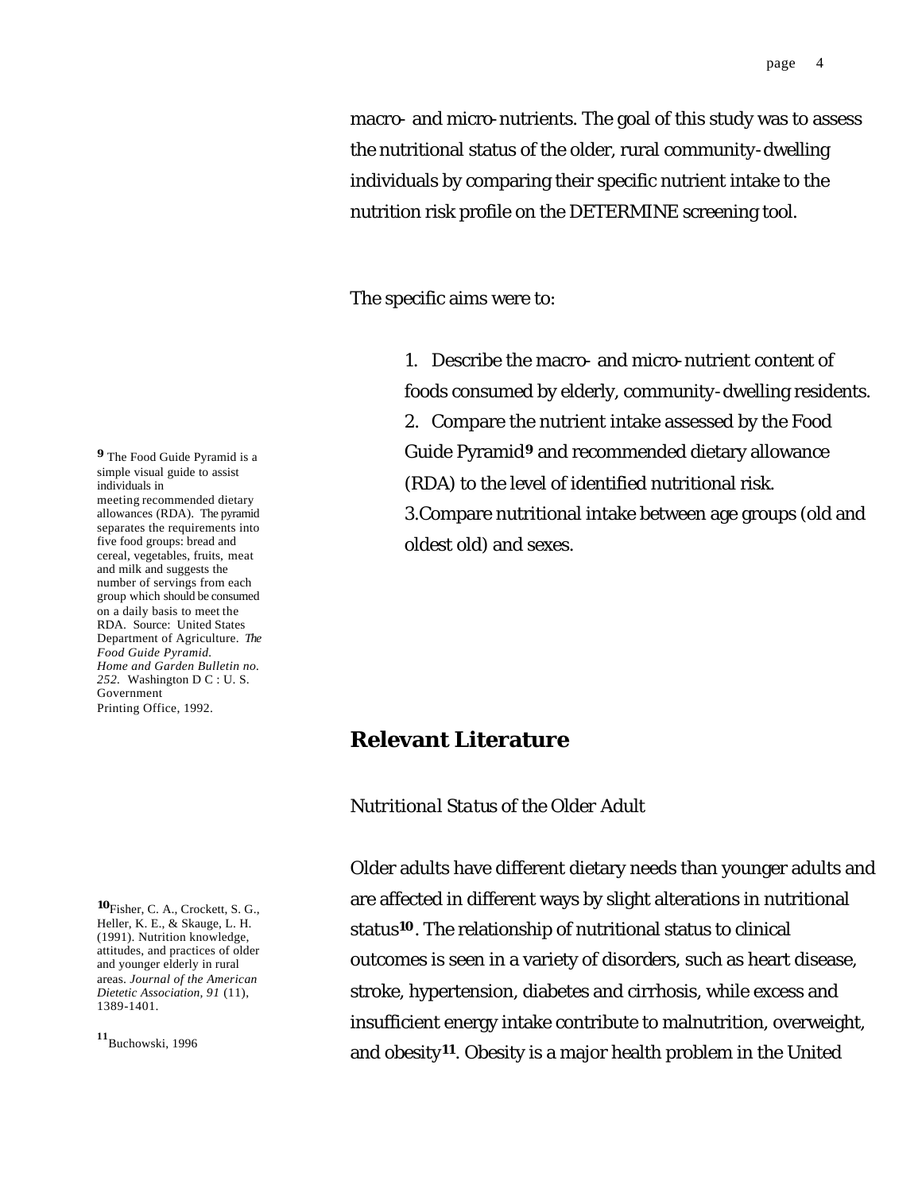macro- and micro-nutrients. The goal of this study was to assess the nutritional status of the older, rural community-dwelling individuals by comparing their specific nutrient intake to the nutrition risk profile on the DETERMINE screening tool.

The specific aims were to:

1. Describe the macro- and micro-nutrient content of foods consumed by elderly, community-dwelling residents.
2. Compare the nutrient intake assessed by the Food Guide Pyramid[9] and recommended dietary allowance (RDA) to the level of identified nutritional risk.
3. Compare nutritional intake between age groups (old and oldest old) and sexes.

[9] The Food Guide Pyramid is a simple visual guide to assist individuals in meeting recommended dietary allowances (RDA). The pyramid separates the requirements into five food groups: bread and cereal, vegetables, fruits, meat and milk and suggests the number of servings from each group which should be consumed on a daily basis to meet the RDA. Source: United States Department of Agriculture. *The Food Guide Pyramid. Home and Garden Bulletin no. 252.* Washington D C : U. S. Government Printing Office, 1992.

## Relevant Literature

*Nutritional Status of the Older Adult*

Older adults have different dietary needs than younger adults and are affected in different ways by slight alterations in nutritional status[10]. The relationship of nutritional status to clinical outcomes is seen in a variety of disorders, such as heart disease, stroke, hypertension, diabetes and cirrhosis, while excess and insufficient energy intake contribute to malnutrition, overweight, and obesity[11]. Obesity is a major health problem in the United

[10] Fisher, C. A., Crockett, S. G., Heller, K. E., & Skauge, L. H. (1991). Nutrition knowledge, attitudes, and practices of older and younger elderly in rural areas. *Journal of the American Dietetic Association, 91* (11), 1389-1401.

[11] Buchowski, 1996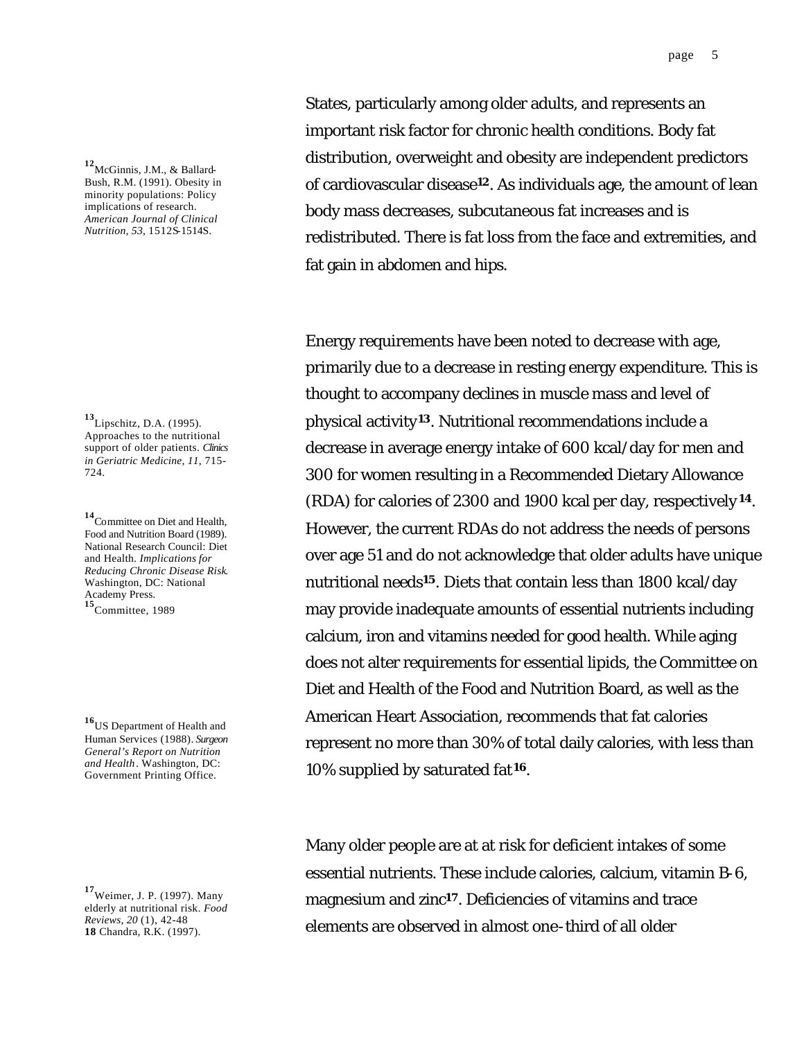States, particularly among older adults, and represents an important risk factor for chronic health conditions. Body fat distribution, overweight and obesity are independent predictors of cardiovascular disease[12]. As individuals age, the amount of lean body mass decreases, subcutaneous fat increases and is redistributed. There is fat loss from the face and extremities, and fat gain in abdomen and hips.

Energy requirements have been noted to decrease with age, primarily due to a decrease in resting energy expenditure. This is thought to accompany declines in muscle mass and level of physical activity[13]. Nutritional recommendations include a decrease in average energy intake of 600 kcal/day for men and 300 for women resulting in a Recommended Dietary Allowance (RDA) for calories of 2300 and 1900 kcal per day, respectively[14]. However, the current RDAs do not address the needs of persons over age 51 and do not acknowledge that older adults have unique nutritional needs[15]. Diets that contain less than 1800 kcal/day may provide inadequate amounts of essential nutrients including calcium, iron and vitamins needed for good health. While aging does not alter requirements for essential lipids, the Committee on Diet and Health of the Food and Nutrition Board, as well as the American Heart Association, recommends that fat calories represent no more than 30% of total daily calories, with less than 10% supplied by saturated fat[16].

Many older people are at at risk for deficient intakes of some essential nutrients. These include calories, calcium, vitamin B-6, magnesium and zinc[17]. Deficiencies of vitamins and trace elements are observed in almost one-third of all older

[12] McGinnis, J.M., & Ballard-Bush, R.M. (1991). Obesity in minority populations: Policy implications of research. *American Journal of Clinical Nutrition, 53*, 1512S-1514S.

[13] Lipschitz, D.A. (1995). Approaches to the nutritional support of older patients. *Clinics in Geriatric Medicine, 11*, 715-724.

[14] Committee on Diet and Health, Food and Nutrition Board (1989). National Research Council: Diet and Health. *Implications for Reducing Chronic Disease Risk*. Washington, DC: National Academy Press.

[15] Committee, 1989

[16] US Department of Health and Human Services (1988). *Surgeon General's Report on Nutrition and Health*. Washington, DC: Government Printing Office.

[17] Weimer, J. P. (1997). Many elderly at nutritional risk. *Food Reviews, 20* (1), 42-48

**18** Chandra, R.K. (1997).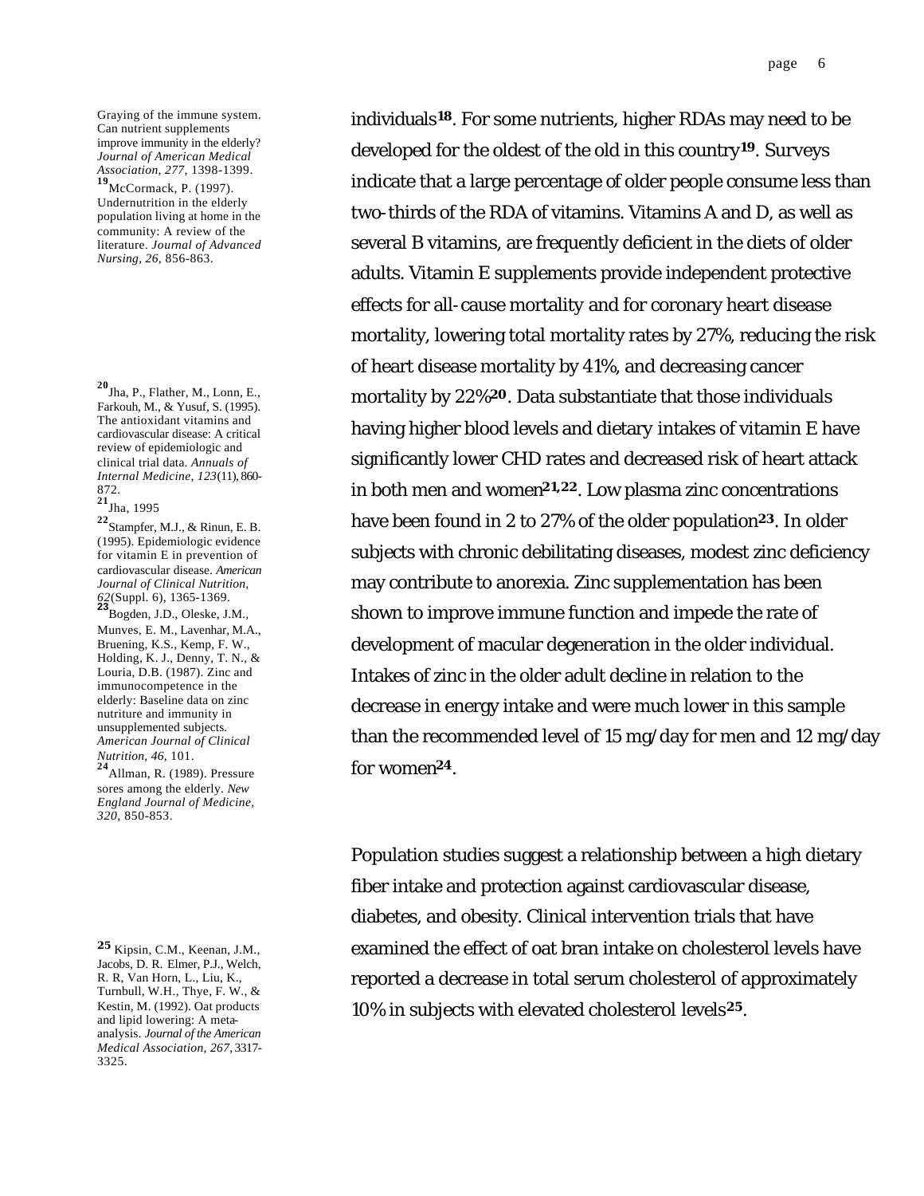individuals[18]. For some nutrients, higher RDAs may need to be developed for the oldest of the old in this country[19]. Surveys indicate that a large percentage of older people consume less than two-thirds of the RDA of vitamins. Vitamins A and D, as well as several B vitamins, are frequently deficient in the diets of older adults. Vitamin E supplements provide independent protective effects for all-cause mortality and for coronary heart disease mortality, lowering total mortality rates by 27%, reducing the risk of heart disease mortality by 41%, and decreasing cancer mortality by 22%[20]. Data substantiate that those individuals having higher blood levels and dietary intakes of vitamin E have significantly lower CHD rates and decreased risk of heart attack in both men and women[21,22]. Low plasma zinc concentrations have been found in 2 to 27% of the older population[23]. In older subjects with chronic debilitating diseases, modest zinc deficiency may contribute to anorexia. Zinc supplementation has been shown to improve immune function and impede the rate of development of macular degeneration in the older individual. Intakes of zinc in the older adult decline in relation to the decrease in energy intake and were much lower in this sample than the recommended level of 15 mg/day for men and 12 mg/day for women[24].

Population studies suggest a relationship between a high dietary fiber intake and protection against cardiovascular disease, diabetes, and obesity. Clinical intervention trials that have examined the effect of oat bran intake on cholesterol levels have reported a decrease in total serum cholesterol of approximately 10% in subjects with elevated cholesterol levels[25].

Graying of the immune system. Can nutrient supplements improve immunity in the elderly? *Journal of American Medical Association, 277*, 1398-1399.

[19] McCormack, P. (1997). Undernutrition in the elderly population living at home in the community: A review of the literature. *Journal of Advanced Nursing, 26*, 856-863.

[20] Jha, P., Flather, M., Lonn, E., Farkouh, M., & Yusuf, S. (1995). The antioxidant vitamins and cardiovascular disease: A critical review of epidemiologic and clinical trial data. *Annuals of Internal Medicine, 123*(11), 860-872.

[21] Jha, 1995

[22] Stampfer, M.J., & Rinun, E. B. (1995). Epidemiologic evidence for vitamin E in prevention of cardiovascular disease. *American Journal of Clinical Nutrition, 62*(Suppl. 6), 1365-1369.

[23] Bogden, J.D., Oleske, J.M., Munves, E. M., Lavenhar, M.A., Bruening, K.S., Kemp, F. W., Holding, K. J., Denny, T. N., & Louria, D.B. (1987). Zinc and immunocompetence in the elderly: Baseline data on zinc nutriture and immunity in unsupplemented subjects. *American Journal of Clinical Nutrition, 46*, 101.

[24] Allman, R. (1989). Pressure sores among the elderly. *New England Journal of Medicine, 320*, 850-853.

[25] Kipsin, C.M., Keenan, J.M., Jacobs, D. R. Elmer, P.J., Welch, R. R, Van Horn, L., Liu, K., Turnbull, W.H., Thye, F. W., & Kestin, M. (1992). Oat products and lipid lowering: A meta-analysis. *Journal of the American Medical Association, 267*, 3317-3325.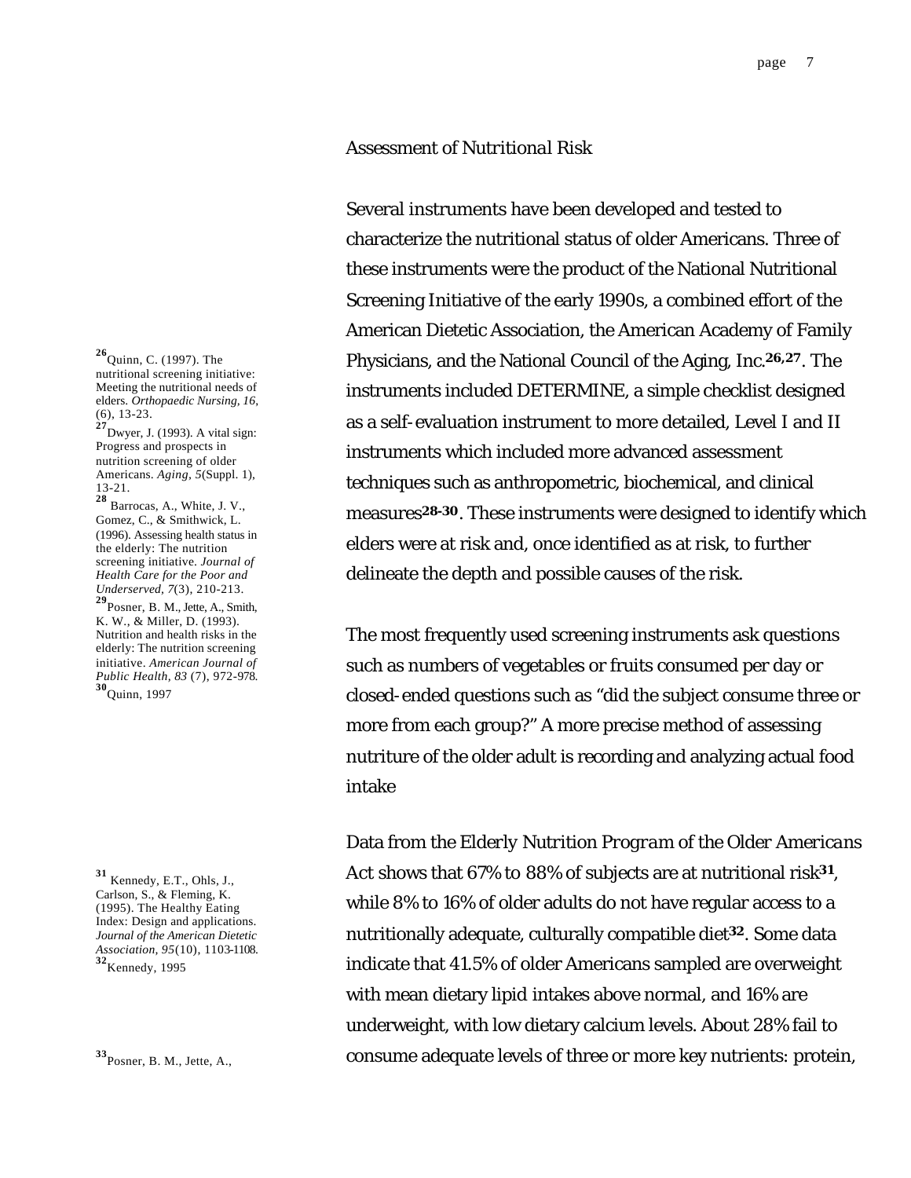## *Assessment of Nutritional Risk*

Several instruments have been developed and tested to characterize the nutritional status of older Americans. Three of these instruments were the product of the National Nutritional Screening Initiative of the early 1990s, a combined effort of the American Dietetic Association, the American Academy of Family Physicians, and the National Council of the Aging, Inc.[26,27]. The instruments included DETERMINE, a simple checklist designed as a self-evaluation instrument to more detailed, Level I and II instruments which included more advanced assessment techniques such as anthropometric, biochemical, and clinical measures[28-30]. These instruments were designed to identify which elders were at risk and, once identified as at risk, to further delineate the depth and possible causes of the risk.

The most frequently used screening instruments ask questions such as numbers of vegetables or fruits consumed per day or closed-ended questions such as "did the subject consume three or more from each group?" A more precise method of assessing nutriture of the older adult is recording and analyzing actual food intake

Data from the Elderly Nutrition Program of the Older Americans Act shows that 67% to 88% of subjects are at nutritional risk[31], while 8% to 16% of older adults do not have regular access to a nutritionally adequate, culturally compatible diet[32]. Some data indicate that 41.5% of older Americans sampled are overweight with mean dietary lipid intakes above normal, and 16% are underweight, with low dietary calcium levels. About 28% fail to consume adequate levels of three or more key nutrients: protein,

[26] Quinn, C. (1997). The nutritional screening initiative: Meeting the nutritional needs of elders. *Orthopaedic Nursing, 16*, (6), 13-23.
[27] Dwyer, J. (1993). A vital sign: Progress and prospects in nutrition screening of older Americans. *Aging, 5*(Suppl. 1), 13-21.
[28] Barrocas, A., White, J. V., Gomez, C., & Smithwick, L. (1996). Assessing health status in the elderly: The nutrition screening initiative. *Journal of Health Care for the Poor and Underserved, 7*(3), 210-213.
[29] Posner, B. M., Jette, A., Smith, K. W., & Miller, D. (1993). Nutrition and health risks in the elderly: The nutrition screening initiative. *American Journal of Public Health, 83* (7), 972-978.
[30] Quinn, 1997

[31] Kennedy, E.T., Ohls, J., Carlson, S., & Fleming, K. (1995). The Healthy Eating Index: Design and applications. *Journal of the American Dietetic Association, 95*(10), 1103-1108.
[32] Kennedy, 1995

[33] Posner, B. M., Jette, A.,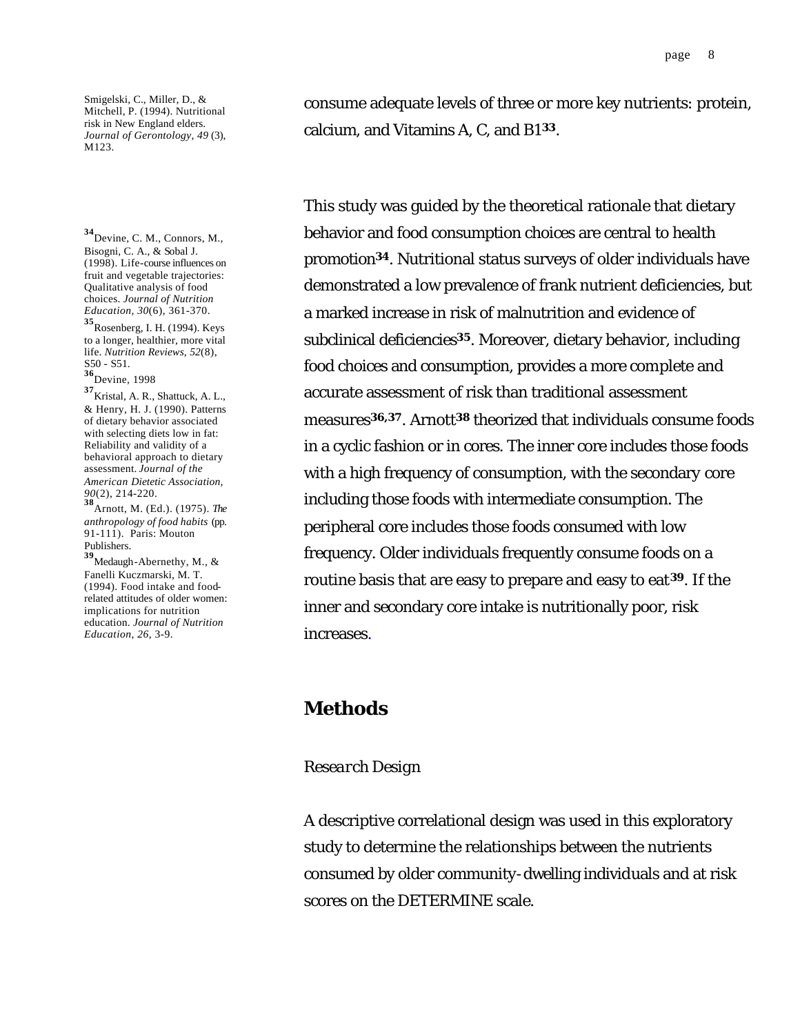consume adequate levels of three or more key nutrients: protein, calcium, and Vitamins A, C, and B1[33].

This study was guided by the theoretical rationale that dietary behavior and food consumption choices are central to health promotion[34]. Nutritional status surveys of older individuals have demonstrated a low prevalence of frank nutrient deficiencies, but a marked increase in risk of malnutrition and evidence of subclinical deficiencies[35]. Moreover, dietary behavior, including food choices and consumption, provides a more complete and accurate assessment of risk than traditional assessment measures[36,37]. Arnott[38] theorized that individuals consume foods in a cyclic fashion or in cores. The inner core includes those foods with a high frequency of consumption, with the secondary core including those foods with intermediate consumption. The peripheral core includes those foods consumed with low frequency. Older individuals frequently consume foods on a routine basis that are easy to prepare and easy to eat[39]. If the inner and secondary core intake is nutritionally poor, risk increases.

## Methods

*Research Design*

A descriptive correlational design was used in this exploratory study to determine the relationships between the nutrients consumed by older community-dwelling individuals and at risk scores on the DETERMINE scale.

---

Smigelski, C., Miller, D., & Mitchell, P. (1994). Nutritional risk in New England elders. *Journal of Gerontology, 49* (3), M123.

[34] Devine, C. M., Connors, M., Bisogni, C. A., & Sobal J. (1998). Life-course influences on fruit and vegetable trajectories: Qualitative analysis of food choices. *Journal of Nutrition Education, 30*(6), 361-370.

[35] Rosenberg, I. H. (1994). Keys to a longer, healthier, more vital life. *Nutrition Reviews, 52*(8), S50 - S51.

[36] Devine, 1998

[37] Kristal, A. R., Shattuck, A. L., & Henry, H. J. (1990). Patterns of dietary behavior associated with selecting diets low in fat: Reliability and validity of a behavioral approach to dietary assessment. *Journal of the American Dietetic Association, 90*(2), 214-220.

[38] Arnott, M. (Ed.). (1975). *The anthropology of food habits* (pp. 91-111). Paris: Mouton Publishers.

[39] Medaugh-Abernethy, M., & Fanelli Kuczmarski, M. T. (1994). Food intake and food-related attitudes of older women: implications for nutrition education. *Journal of Nutrition Education, 26*, 3-9.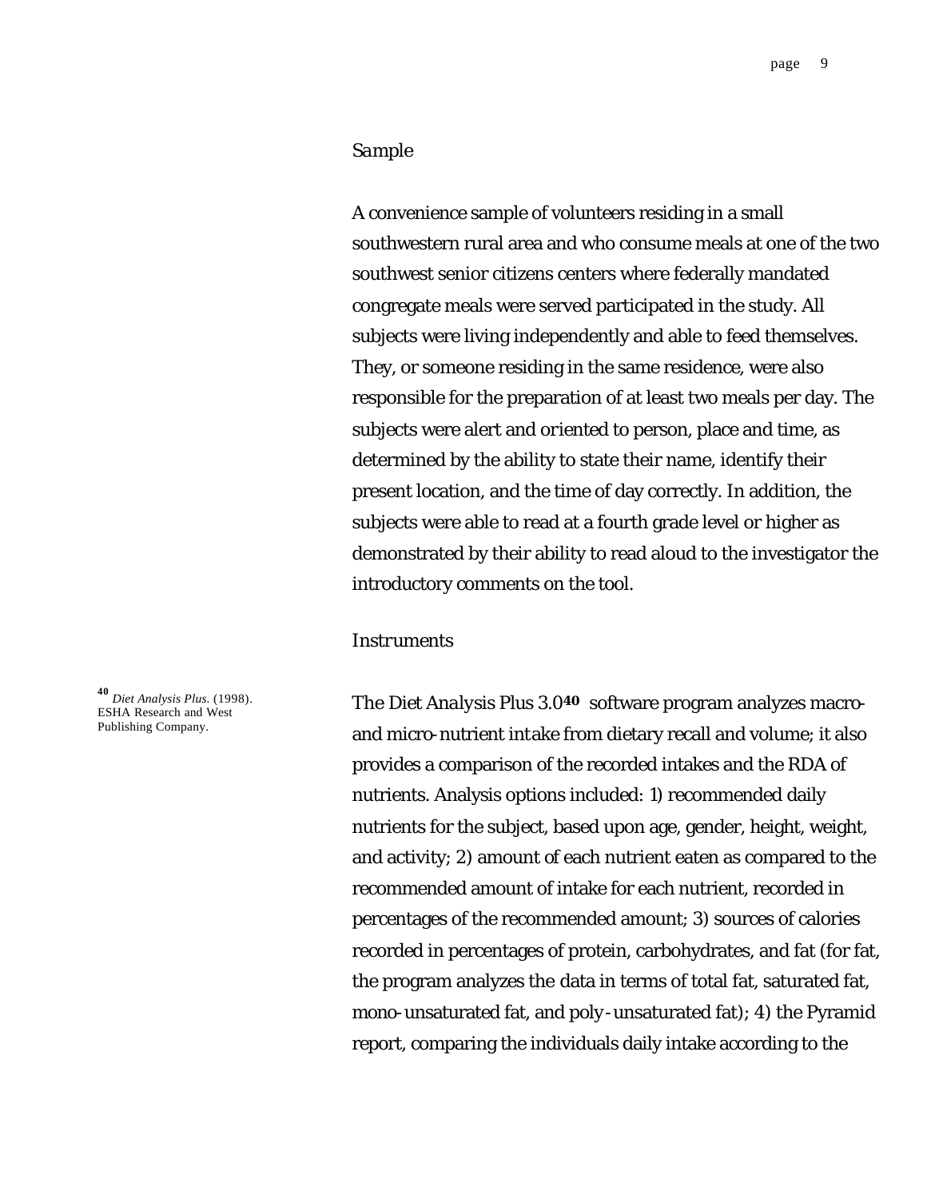### *Sample*

A convenience sample of volunteers residing in a small southwestern rural area and who consume meals at one of the two southwest senior citizens centers where federally mandated congregate meals were served participated in the study. All subjects were living independently and able to feed themselves. They, or someone residing in the same residence, were also responsible for the preparation of at least two meals per day. The subjects were alert and oriented to person, place and time, as determined by the ability to state their name, identify their present location, and the time of day correctly. In addition, the subjects were able to read at a fourth grade level or higher as demonstrated by their ability to read aloud to the investigator the introductory comments on the tool.

### *Instruments*

The Diet Analysis Plus 3.0[40] software program analyzes macro- and micro-nutrient intake from dietary recall and volume; it also provides a comparison of the recorded intakes and the RDA of nutrients. Analysis options included: 1) recommended daily nutrients for the subject, based upon age, gender, height, weight, and activity; 2) amount of each nutrient eaten as compared to the recommended amount of intake for each nutrient, recorded in percentages of the recommended amount; 3) sources of calories recorded in percentages of protein, carbohydrates, and fat (for fat, the program analyzes the data in terms of total fat, saturated fat, mono-unsaturated fat, and poly-unsaturated fat); 4) the Pyramid report, comparing the individuals daily intake according to the

[40] *Diet Analysis Plus.* (1998). ESHA Research and West Publishing Company.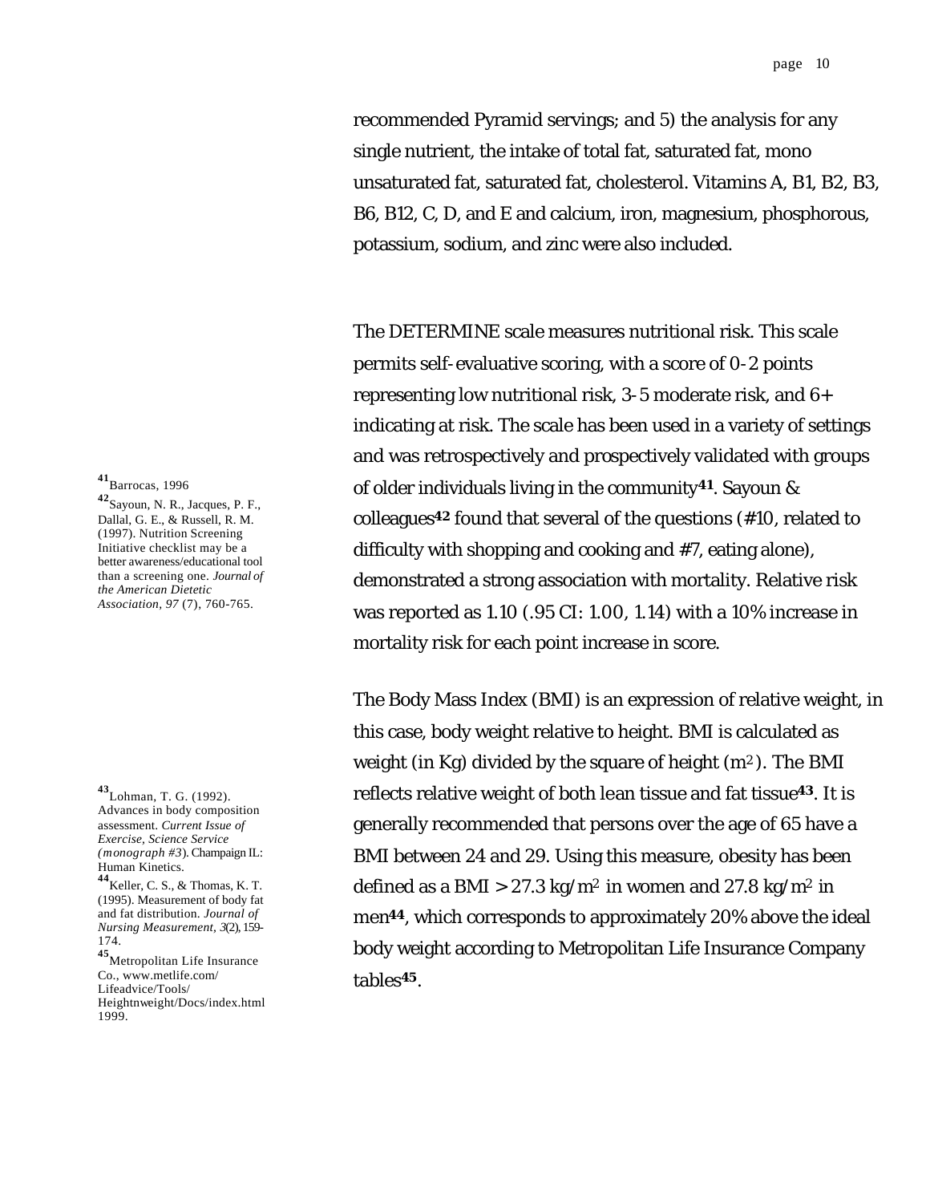recommended Pyramid servings; and 5) the analysis for any single nutrient, the intake of total fat, saturated fat, mono unsaturated fat, saturated fat, cholesterol. Vitamins A, B1, B2, B3, B6, B12, C, D, and E and calcium, iron, magnesium, phosphorous, potassium, sodium, and zinc were also included.

The DETERMINE scale measures nutritional risk. This scale permits self-evaluative scoring, with a score of 0-2 points representing low nutritional risk, 3-5 moderate risk, and 6+ indicating at risk. The scale has been used in a variety of settings and was retrospectively and prospectively validated with groups of older individuals living in the community[41]. Sayoun & colleagues[42] found that several of the questions (#10, related to difficulty with shopping and cooking and #7, eating alone), demonstrated a strong association with mortality. Relative risk was reported as 1.10 (.95 CI: 1.00, 1.14) with a 10% increase in mortality risk for each point increase in score.

[41] Barrocas, 1996

[42] Sayoun, N. R., Jacques, P. F., Dallal, G. E., & Russell, R. M. (1997). Nutrition Screening Initiative checklist may be a better awareness/educational tool than a screening one. *Journal of the American Dietetic Association*, *97* (7), 760-765.

The Body Mass Index (BMI) is an expression of relative weight, in this case, body weight relative to height. BMI is calculated as weight (in Kg) divided by the square of height ($m^2$). The BMI reflects relative weight of both lean tissue and fat tissue[43]. It is generally recommended that persons over the age of 65 have a BMI between 24 and 29. Using this measure, obesity has been defined as a BMI > 27.3 $kg/m^2$ in women and 27.8 $kg/m^2$ in men[44], which corresponds to approximately 20% above the ideal body weight according to Metropolitan Life Insurance Company tables[45].

[43] Lohman, T. G. (1992). Advances in body composition assessment. *Current Issue of Exercise, Science Service (monograph #3)*. Champaign IL: Human Kinetics.

[44] Keller, C. S., & Thomas, K. T. (1995). Measurement of body fat and fat distribution. *Journal of Nursing Measurement*, *3*(2), 159-174.

[45] Metropolitan Life Insurance Co., www.metlife.com/ Lifeadvice/Tools/ Heightnweight/Docs/index.html 1999.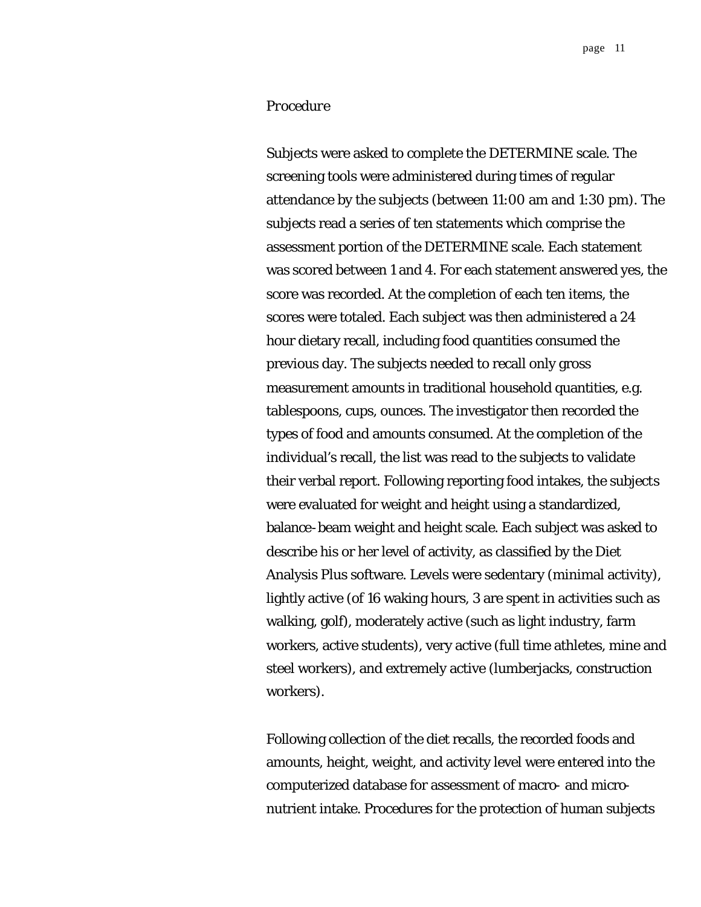*Procedure*

Subjects were asked to complete the DETERMINE scale. The screening tools were administered during times of regular attendance by the subjects (between 11:00 am and 1:30 pm). The subjects read a series of ten statements which comprise the assessment portion of the DETERMINE scale. Each statement was scored between 1 and 4. For each statement answered yes, the score was recorded. At the completion of each ten items, the scores were totaled. Each subject was then administered a 24 hour dietary recall, including food quantities consumed the previous day. The subjects needed to recall only gross measurement amounts in traditional household quantities, e.g. tablespoons, cups, ounces. The investigator then recorded the types of food and amounts consumed. At the completion of the individual's recall, the list was read to the subjects to validate their verbal report. Following reporting food intakes, the subjects were evaluated for weight and height using a standardized, balance-beam weight and height scale. Each subject was asked to describe his or her level of activity, as classified by the Diet Analysis Plus software. Levels were sedentary (minimal activity), lightly active (of 16 waking hours, 3 are spent in activities such as walking, golf), moderately active (such as light industry, farm workers, active students), very active (full time athletes, mine and steel workers), and extremely active (lumberjacks, construction workers).

Following collection of the diet recalls, the recorded foods and amounts, height, weight, and activity level were entered into the computerized database for assessment of macro- and micro-nutrient intake. Procedures for the protection of human subjects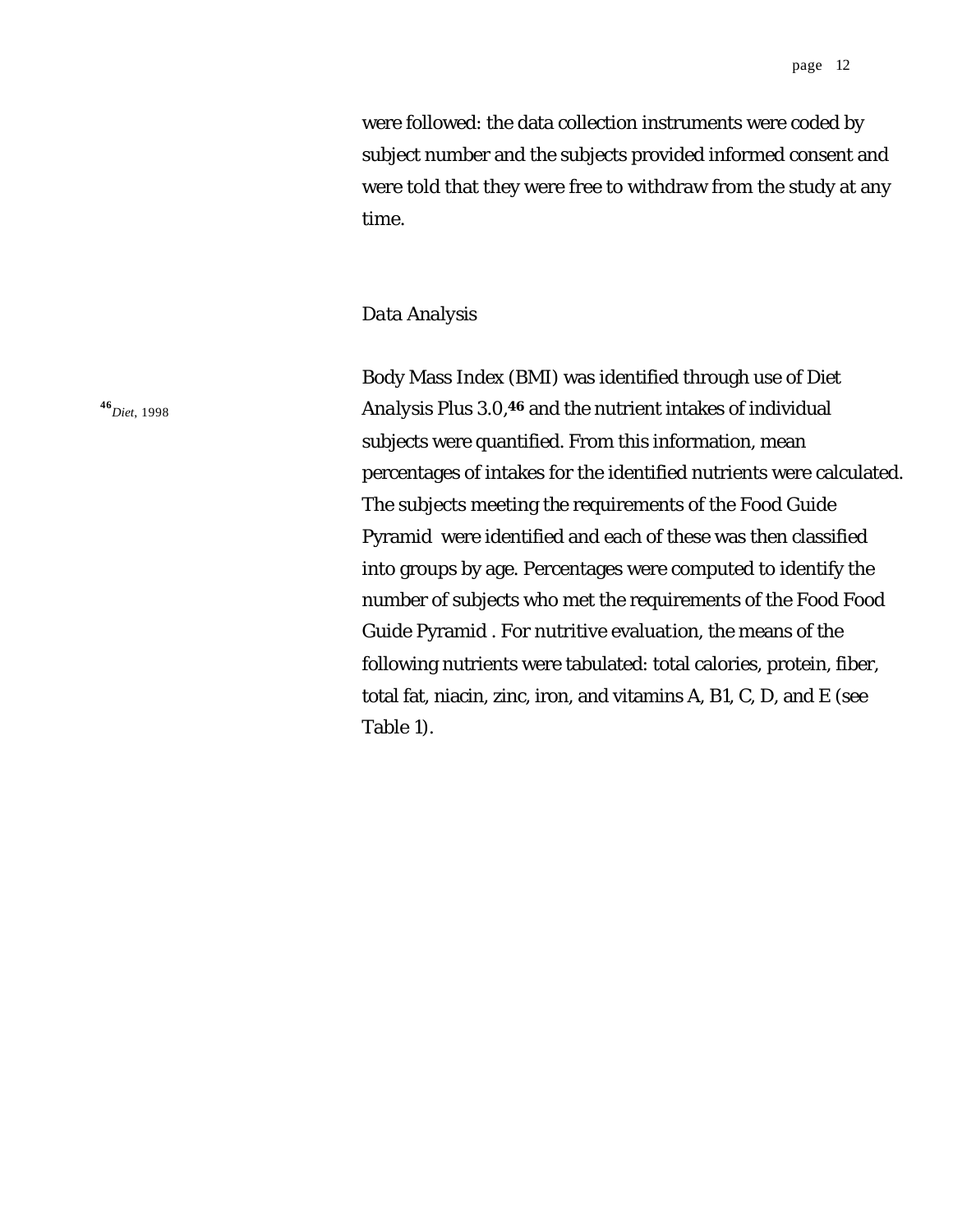were followed: the data collection instruments were coded by subject number and the subjects provided informed consent and were told that they were free to withdraw from the study at any time.

## Data Analysis

Body Mass Index (BMI) was identified through use of Diet Analysis Plus 3.0,[46] and the nutrient intakes of individual subjects were quantified. From this information, mean percentages of intakes for the identified nutrients were calculated. The subjects meeting the requirements of the Food Guide Pyramid were identified and each of these was then classified into groups by age. Percentages were computed to identify the number of subjects who met the requirements of the Food Food Guide Pyramid . For nutritive evaluation, the means of the following nutrients were tabulated: total calories, protein, fiber, total fat, niacin, zinc, iron, and vitamins A, B1, C, D, and E (see Table 1).

[46] *Diet*, 1998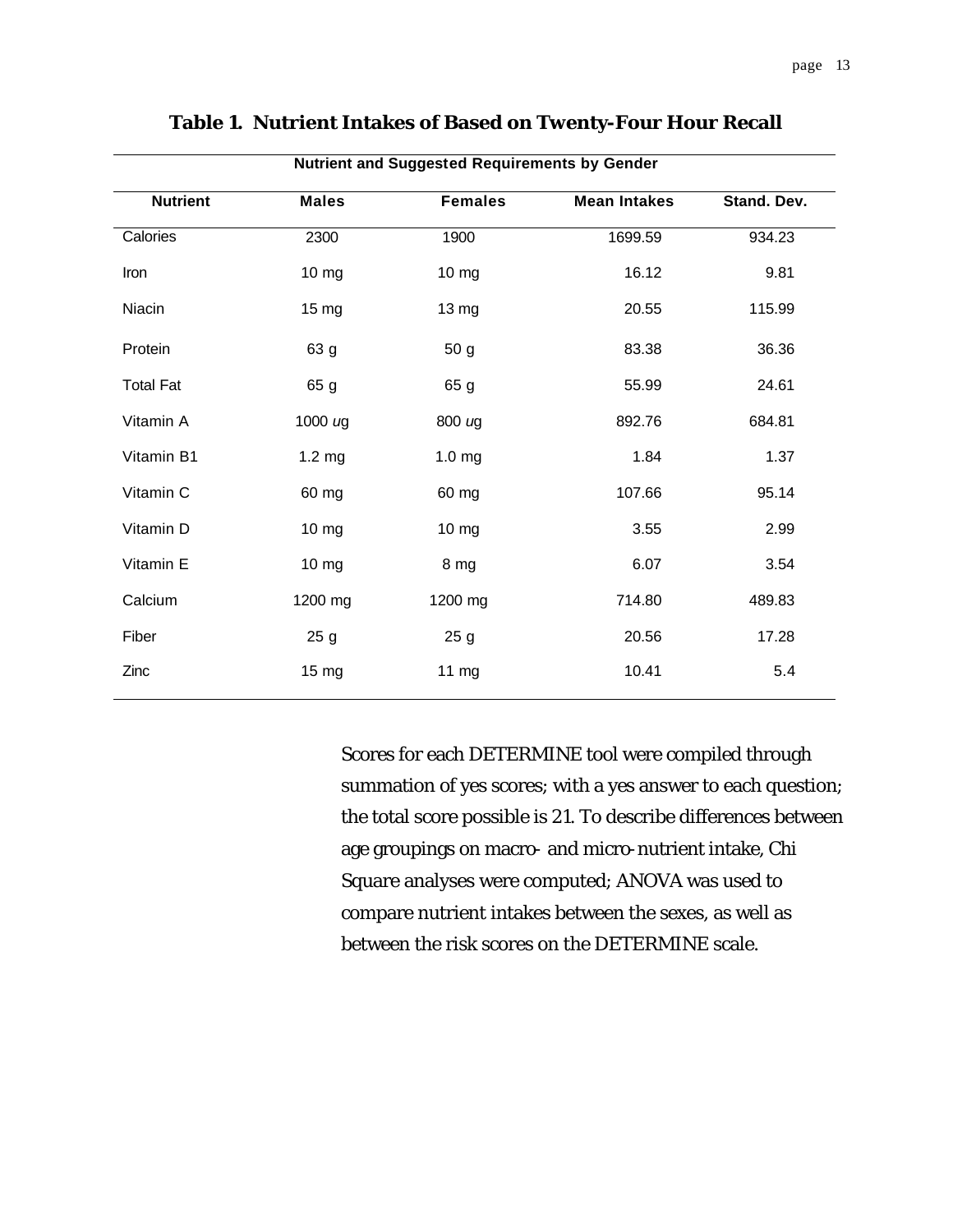**Table 1. Nutrient Intakes of Based on Twenty-Four Hour Recall**

| Nutrient and Suggested Requirements by Gender | | | | |
|---|---|---|---|---|
| **Nutrient** | **Males** | **Females** | **Mean Intakes** | **Stand. Dev.** |
| Calories | 2300 | 1900 | 1699.59 | 934.23 |
| Iron | 10 mg | 10 mg | 16.12 | 9.81 |
| Niacin | 15 mg | 13 mg | 20.55 | 115.99 |
| Protein | 63 g | 50 g | 83.38 | 36.36 |
| Total Fat | 65 g | 65 g | 55.99 | 24.61 |
| Vitamin A | 1000 *u*g | 800 *u*g | 892.76 | 684.81 |
| Vitamin B1 | 1.2 mg | 1.0 mg | 1.84 | 1.37 |
| Vitamin C | 60 mg | 60 mg | 107.66 | 95.14 |
| Vitamin D | 10 mg | 10 mg | 3.55 | 2.99 |
| Vitamin E | 10 mg | 8 mg | 6.07 | 3.54 |
| Calcium | 1200 mg | 1200 mg | 714.80 | 489.83 |
| Fiber | 25 g | 25 g | 20.56 | 17.28 |
| Zinc | 15 mg | 11 mg | 10.41 | 5.4 |

Scores for each DETERMINE tool were compiled through summation of yes scores; with a yes answer to each question; the total score possible is 21. To describe differences between age groupings on macro- and micro-nutrient intake, Chi Square analyses were computed; ANOVA was used to compare nutrient intakes between the sexes, as well as between the risk scores on the DETERMINE scale.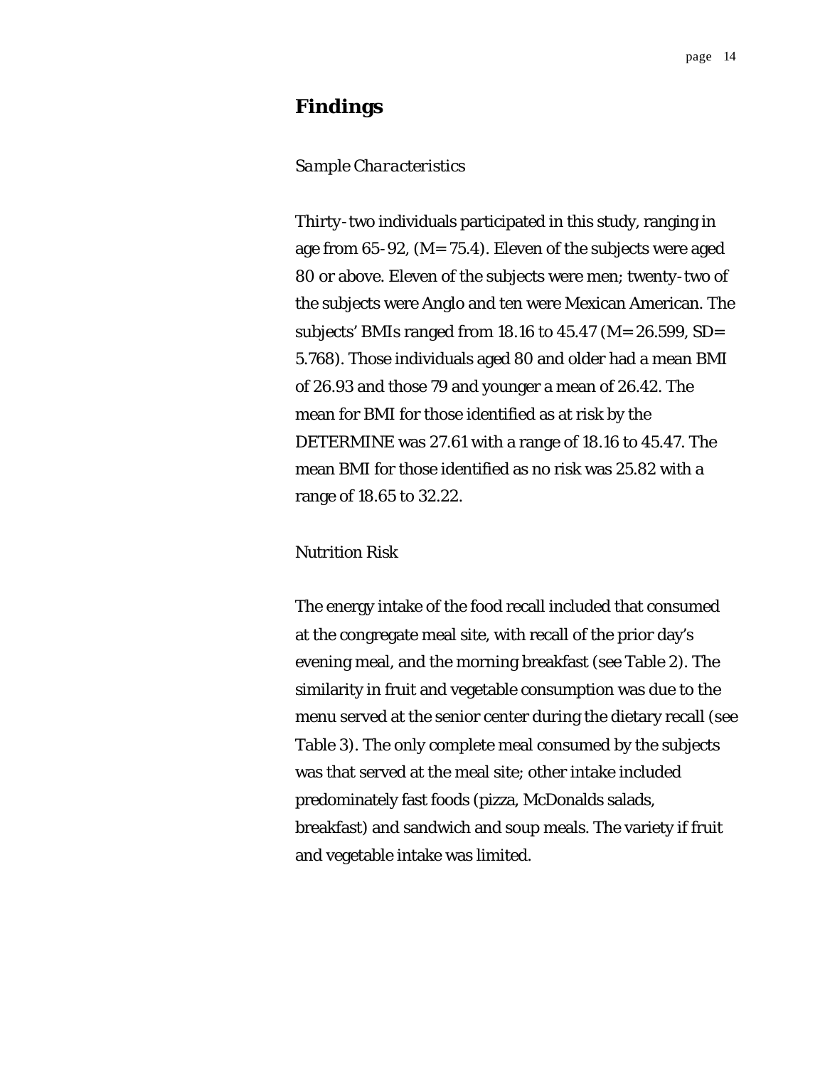# Findings

*Sample Characteristics*

Thirty-two individuals participated in this study, ranging in age from 65-92, (M= 75.4). Eleven of the subjects were aged 80 or above. Eleven of the subjects were men; twenty-two of the subjects were Anglo and ten were Mexican American. The subjects' BMIs ranged from 18.16 to 45.47 (M= 26.599, SD= 5.768). Those individuals aged 80 and older had a mean BMI of 26.93 and those 79 and younger a mean of 26.42. The mean for BMI for those identified as at risk by the DETERMINE was 27.61 with a range of 18.16 to 45.47. The mean BMI for those identified as no risk was 25.82 with a range of 18.65 to 32.22.

*Nutrition Risk*

The energy intake of the food recall included that consumed at the congregate meal site, with recall of the prior day's evening meal, and the morning breakfast (see Table 2). The similarity in fruit and vegetable consumption was due to the menu served at the senior center during the dietary recall (see Table 3). The only complete meal consumed by the subjects was that served at the meal site; other intake included predominately fast foods (pizza, McDonalds salads, breakfast) and sandwich and soup meals. The variety if fruit and vegetable intake was limited.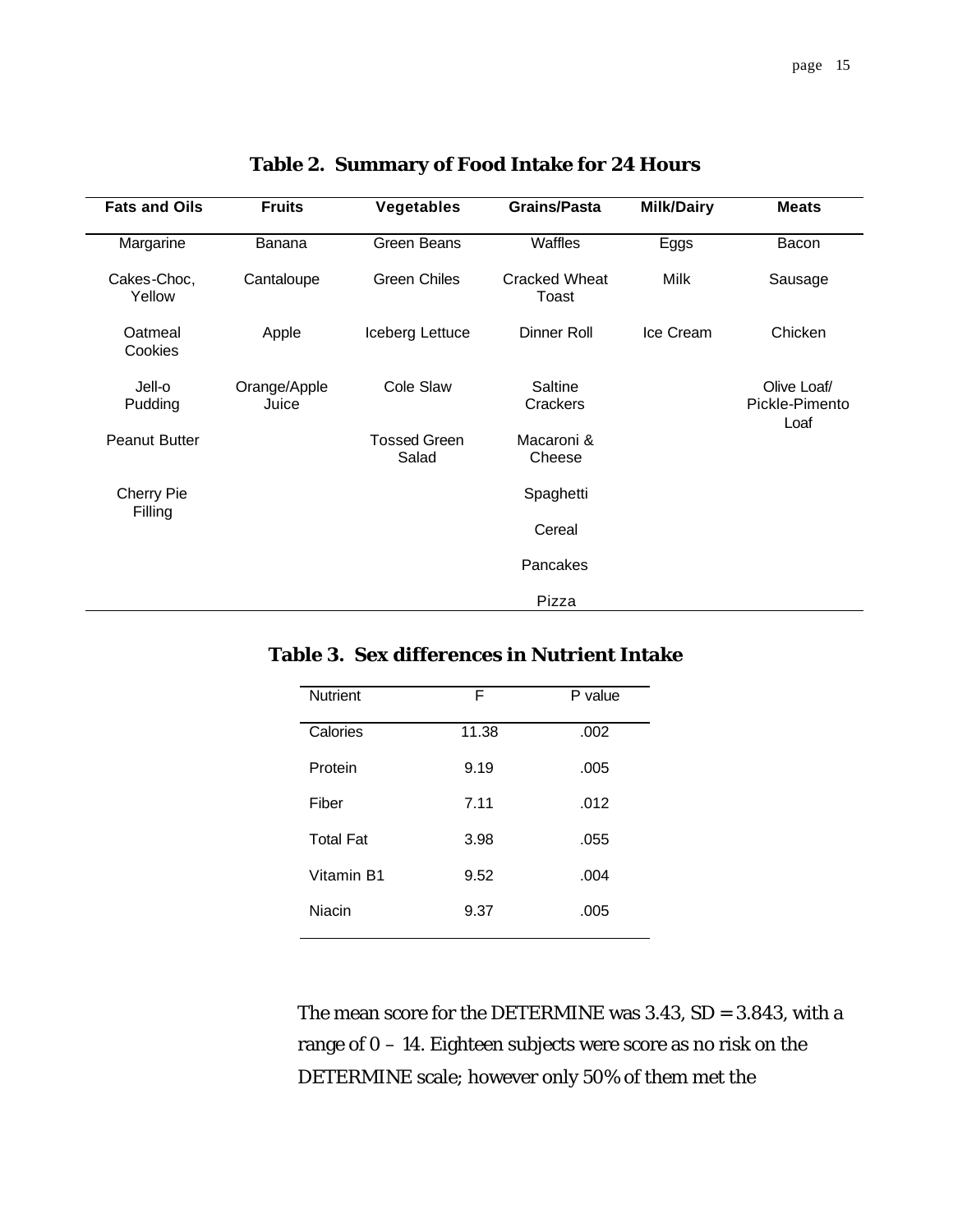**Table 2. Summary of Food Intake for 24 Hours**

| Fats and Oils | Fruits | Vegetables | Grains/Pasta | Milk/Dairy | Meats |
|---|---|---|---|---|---|
| Margarine | Banana | Green Beans | Waffles | Eggs | Bacon |
| Cakes-Choc, Yellow | Cantaloupe | Green Chiles | Cracked Wheat Toast | Milk | Sausage |
| Oatmeal Cookies | Apple | Iceberg Lettuce | Dinner Roll | Ice Cream | Chicken |
| Jell-o Pudding | Orange/Apple Juice | Cole Slaw | Saltine Crackers | | Olive Loaf/ Pickle-Pimento Loaf |
| Peanut Butter | | Tossed Green Salad | Macaroni & Cheese | | |
| Cherry Pie Filling | | | Spaghetti | | |
| | | | Cereal | | |
| | | | Pancakes | | |
| | | | Pizza | | |

**Table 3. Sex differences in Nutrient Intake**

| Nutrient | F | P value |
|---|---|---|
| Calories | 11.38 | .002 |
| Protein | 9.19 | .005 |
| Fiber | 7.11 | .012 |
| Total Fat | 3.98 | .055 |
| Vitamin B1 | 9.52 | .004 |
| Niacin | 9.37 | .005 |

The mean score for the DETERMINE was 3.43, SD = 3.843, with a range of 0 – 14. Eighteen subjects were score as no risk on the DETERMINE scale; however only 50% of them met the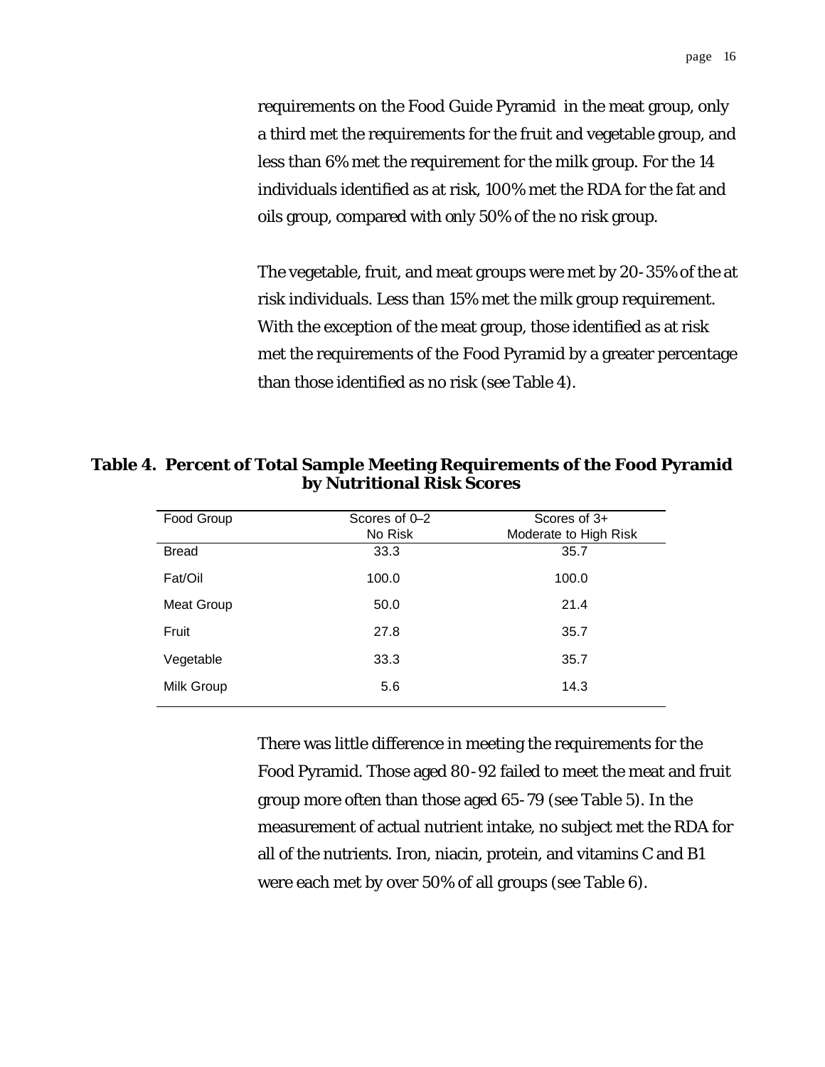requirements on the Food Guide Pyramid in the meat group, only a third met the requirements for the fruit and vegetable group, and less than 6% met the requirement for the milk group. For the 14 individuals identified as at risk, 100% met the RDA for the fat and oils group, compared with only 50% of the no risk group.

The vegetable, fruit, and meat groups were met by 20-35% of the at risk individuals. Less than 15% met the milk group requirement. With the exception of the meat group, those identified as at risk met the requirements of the Food Pyramid by a greater percentage than those identified as no risk (see Table 4).

**Table 4. Percent of Total Sample Meeting Requirements of the Food Pyramid by Nutritional Risk Scores**

| Food Group | Scores of 0–2 No Risk | Scores of 3+ Moderate to High Risk |
|---|---|---|
| Bread | 33.3 | 35.7 |
| Fat/Oil | 100.0 | 100.0 |
| Meat Group | 50.0 | 21.4 |
| Fruit | 27.8 | 35.7 |
| Vegetable | 33.3 | 35.7 |
| Milk Group | 5.6 | 14.3 |

There was little difference in meeting the requirements for the Food Pyramid. Those aged 80-92 failed to meet the meat and fruit group more often than those aged 65-79 (see Table 5). In the measurement of actual nutrient intake, no subject met the RDA for all of the nutrients. Iron, niacin, protein, and vitamins C and B1 were each met by over 50% of all groups (see Table 6).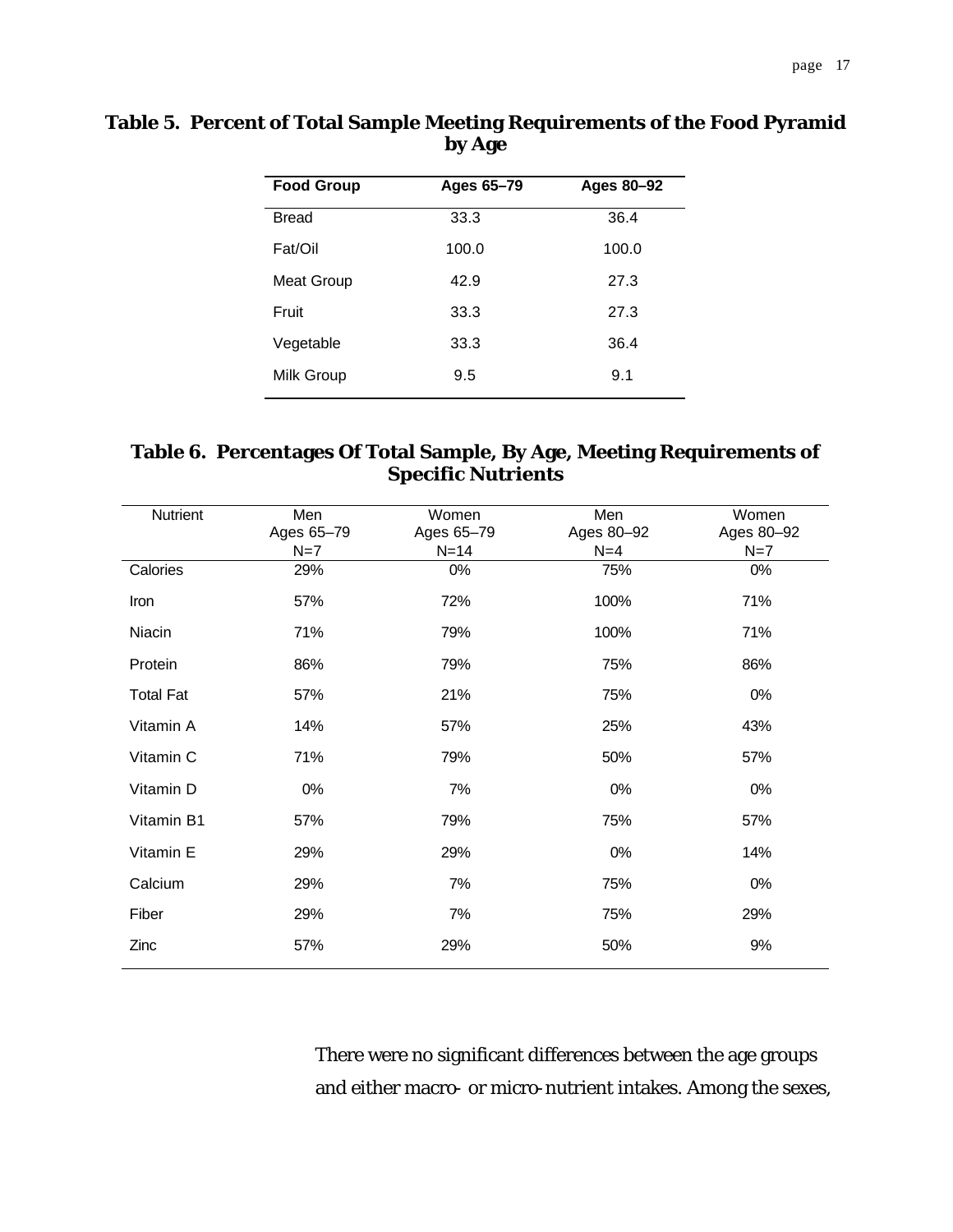**Table 5. Percent of Total Sample Meeting Requirements of the Food Pyramid by Age**

| Food Group | Ages 65–79 | Ages 80–92 |
|---|---|---|
| Bread | 33.3 | 36.4 |
| Fat/Oil | 100.0 | 100.0 |
| Meat Group | 42.9 | 27.3 |
| Fruit | 33.3 | 27.3 |
| Vegetable | 33.3 | 36.4 |
| Milk Group | 9.5 | 9.1 |

**Table 6. Percentages Of Total Sample, By Age, Meeting Requirements of Specific Nutrients**

| Nutrient | Men Ages 65–79 N=7 | Women Ages 65–79 N=14 | Men Ages 80–92 N=4 | Women Ages 80–92 N=7 |
|---|---|---|---|---|
| Calories | 29% | 0% | 75% | 0% |
| Iron | 57% | 72% | 100% | 71% |
| Niacin | 71% | 79% | 100% | 71% |
| Protein | 86% | 79% | 75% | 86% |
| Total Fat | 57% | 21% | 75% | 0% |
| Vitamin A | 14% | 57% | 25% | 43% |
| Vitamin C | 71% | 79% | 50% | 57% |
| Vitamin D | 0% | 7% | 0% | 0% |
| Vitamin B1 | 57% | 79% | 75% | 57% |
| Vitamin E | 29% | 29% | 0% | 14% |
| Calcium | 29% | 7% | 75% | 0% |
| Fiber | 29% | 7% | 75% | 29% |
| Zinc | 57% | 29% | 50% | 9% |

There were no significant differences between the age groups and either macro- or micro-nutrient intakes. Among the sexes,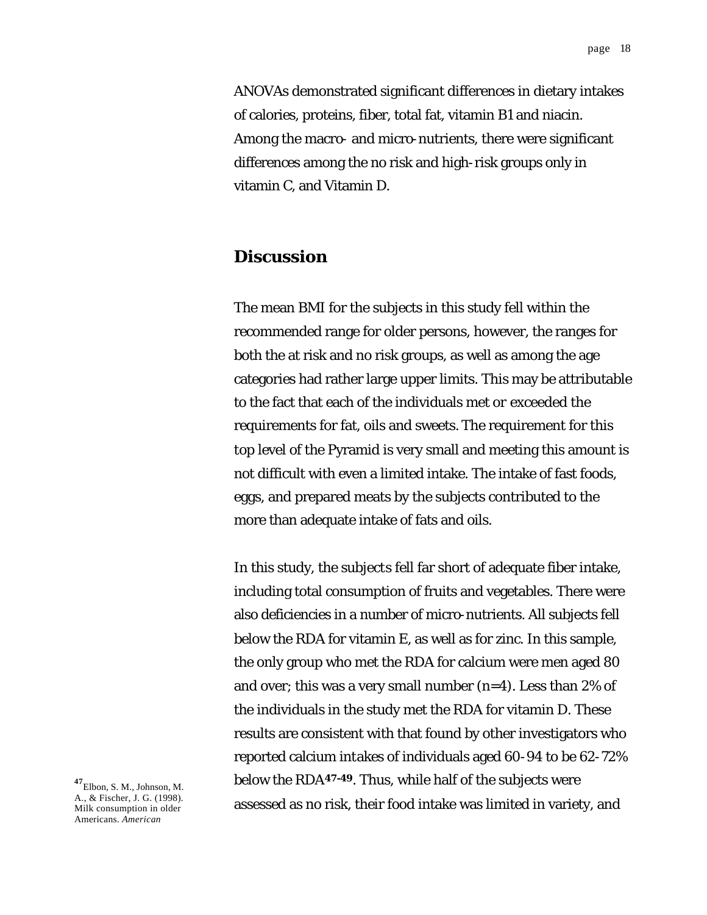ANOVAs demonstrated significant differences in dietary intakes of calories, proteins, fiber, total fat, vitamin B1 and niacin. Among the macro- and micro-nutrients, there were significant differences among the no risk and high-risk groups only in vitamin C, and Vitamin D.

## Discussion

The mean BMI for the subjects in this study fell within the recommended range for older persons, however, the ranges for both the at risk and no risk groups, as well as among the age categories had rather large upper limits. This may be attributable to the fact that each of the individuals met or exceeded the requirements for fat, oils and sweets. The requirement for this top level of the Pyramid is very small and meeting this amount is not difficult with even a limited intake. The intake of fast foods, eggs, and prepared meats by the subjects contributed to the more than adequate intake of fats and oils.

In this study, the subjects fell far short of adequate fiber intake, including total consumption of fruits and vegetables. There were also deficiencies in a number of micro-nutrients. All subjects fell below the RDA for vitamin E, as well as for zinc. In this sample, the only group who met the RDA for calcium were men aged 80 and over; this was a very small number (n=4). Less than 2% of the individuals in the study met the RDA for vitamin D. These results are consistent with that found by other investigators who reported calcium intakes of individuals aged 60-94 to be 62-72% below the RDA[47-49]. Thus, while half of the subjects were assessed as no risk, their food intake was limited in variety, and

[47] Elbon, S. M., Johnson, M. A., & Fischer, J. G. (1998). Milk consumption in older Americans. *American*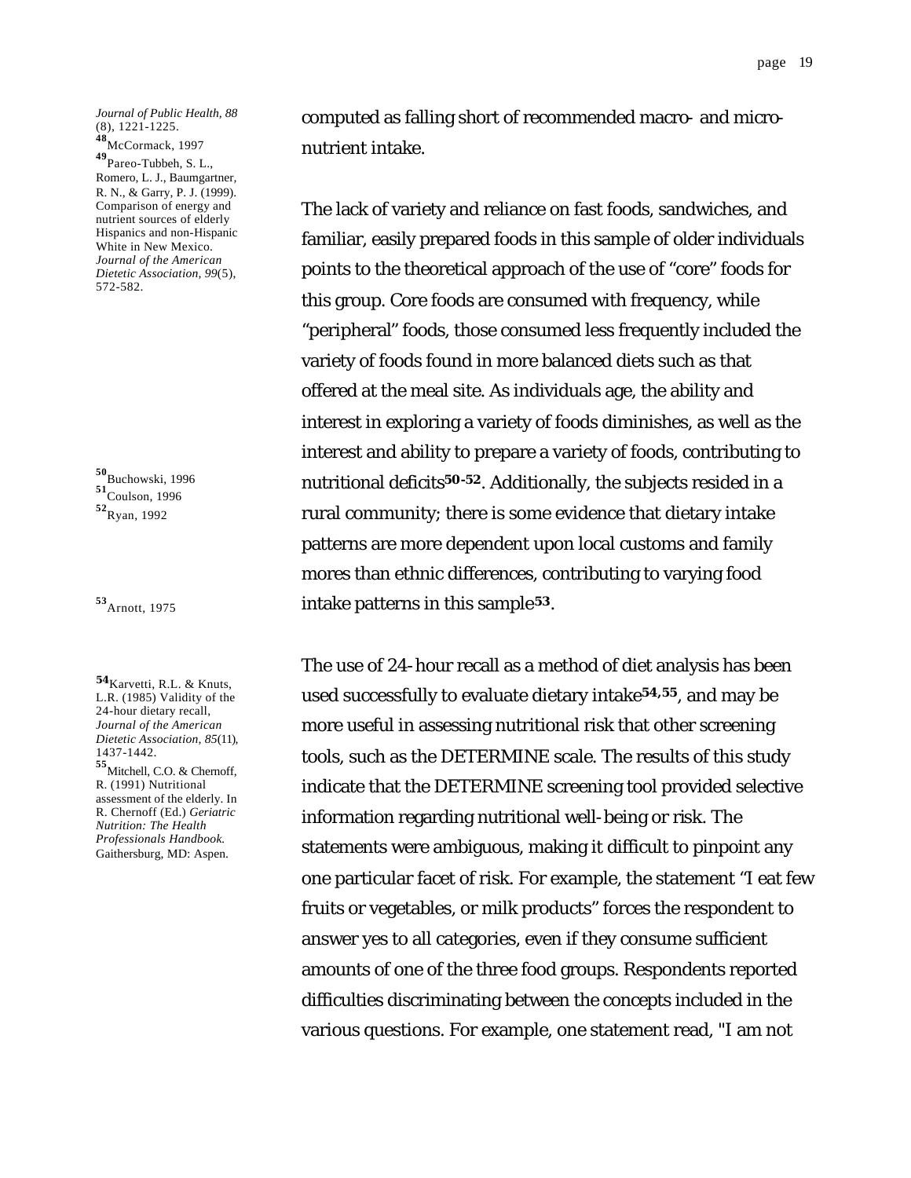computed as falling short of recommended macro- and micro-nutrient intake.

The lack of variety and reliance on fast foods, sandwiches, and familiar, easily prepared foods in this sample of older individuals points to the theoretical approach of the use of "core" foods for this group. Core foods are consumed with frequency, while "peripheral" foods, those consumed less frequently included the variety of foods found in more balanced diets such as that offered at the meal site. As individuals age, the ability and interest in exploring a variety of foods diminishes, as well as the interest and ability to prepare a variety of foods, contributing to nutritional deficits[50-52]. Additionally, the subjects resided in a rural community; there is some evidence that dietary intake patterns are more dependent upon local customs and family mores than ethnic differences, contributing to varying food intake patterns in this sample[53].

The use of 24-hour recall as a method of diet analysis has been used successfully to evaluate dietary intake[54,55], and may be more useful in assessing nutritional risk that other screening tools, such as the DETERMINE scale. The results of this study indicate that the DETERMINE screening tool provided selective information regarding nutritional well-being or risk. The statements were ambiguous, making it difficult to pinpoint any one particular facet of risk. For example, the statement "I eat few fruits or vegetables, or milk products" forces the respondent to answer yes to all categories, even if they consume sufficient amounts of one of the three food groups. Respondents reported difficulties discriminating between the concepts included in the various questions. For example, one statement read, "I am not

---

*Journal of Public Health, 88* (8), 1221-1225.

[48] McCormack, 1997

[49] Pareo-Tubbeh, S. L., Romero, L. J., Baumgartner, R. N., & Garry, P. J. (1999). Comparison of energy and nutrient sources of elderly Hispanics and non-Hispanic White in New Mexico. *Journal of the American Dietetic Association, 99*(5), 572-582.

[50] Buchowski, 1996

[51] Coulson, 1996

[52] Ryan, 1992

[53] Arnott, 1975

[54] Karvetti, R.L. & Knuts, L.R. (1985) Validity of the 24-hour dietary recall, *Journal of the American Dietetic Association, 85*(11), 1437-1442.

[55] Mitchell, C.O. & Chernoff, R. (1991) Nutritional assessment of the elderly. In R. Chernoff (Ed.) *Geriatric Nutrition: The Health Professionals Handbook.* Gaithersburg, MD: Aspen.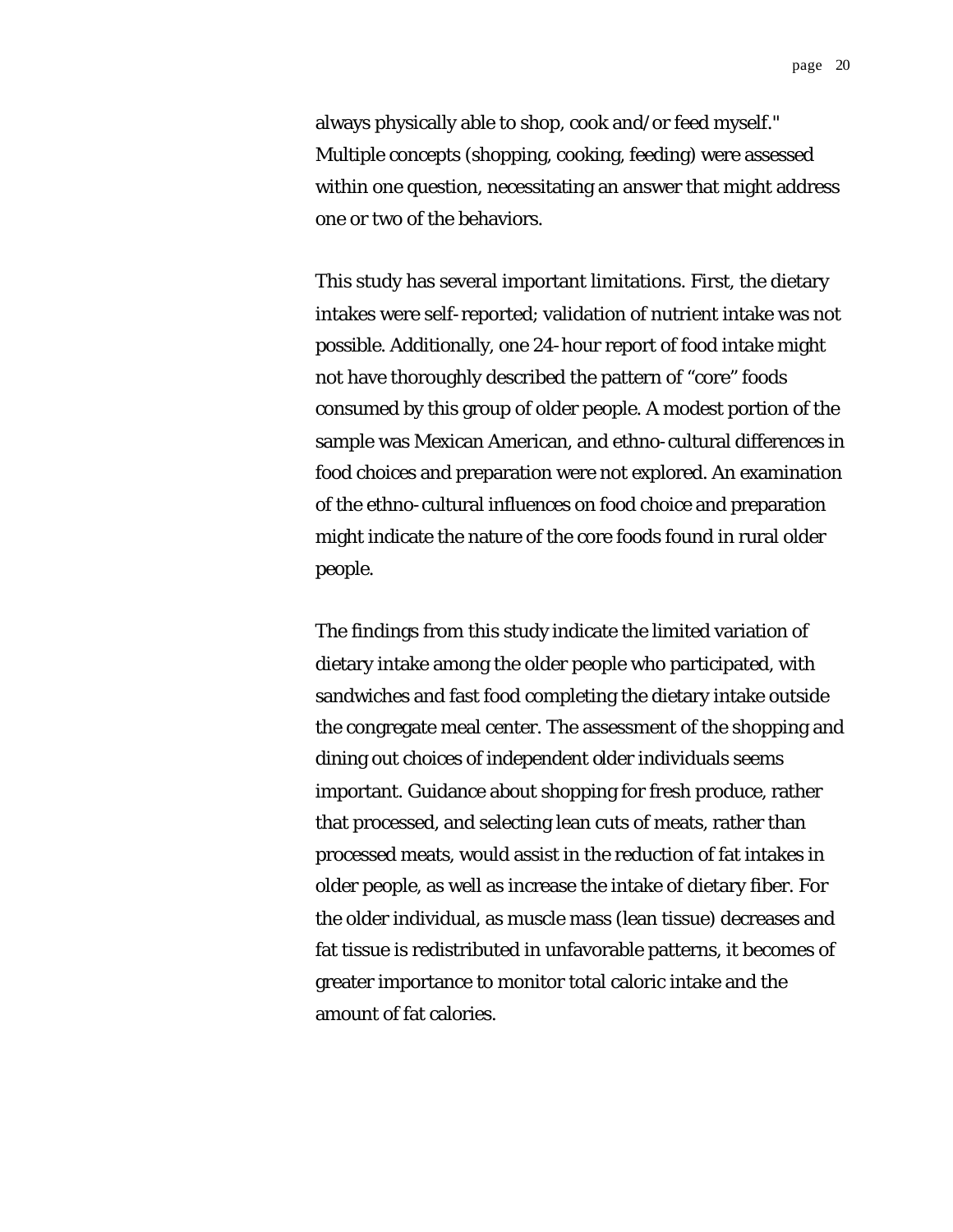always physically able to shop, cook and/or feed myself." Multiple concepts (shopping, cooking, feeding) were assessed within one question, necessitating an answer that might address one or two of the behaviors.

This study has several important limitations. First, the dietary intakes were self-reported; validation of nutrient intake was not possible. Additionally, one 24-hour report of food intake might not have thoroughly described the pattern of "core" foods consumed by this group of older people. A modest portion of the sample was Mexican American, and ethno-cultural differences in food choices and preparation were not explored. An examination of the ethno-cultural influences on food choice and preparation might indicate the nature of the core foods found in rural older people.

The findings from this study indicate the limited variation of dietary intake among the older people who participated, with sandwiches and fast food completing the dietary intake outside the congregate meal center. The assessment of the shopping and dining out choices of independent older individuals seems important. Guidance about shopping for fresh produce, rather that processed, and selecting lean cuts of meats, rather than processed meats, would assist in the reduction of fat intakes in older people, as well as increase the intake of dietary fiber. For the older individual, as muscle mass (lean tissue) decreases and fat tissue is redistributed in unfavorable patterns, it becomes of greater importance to monitor total caloric intake and the amount of fat calories.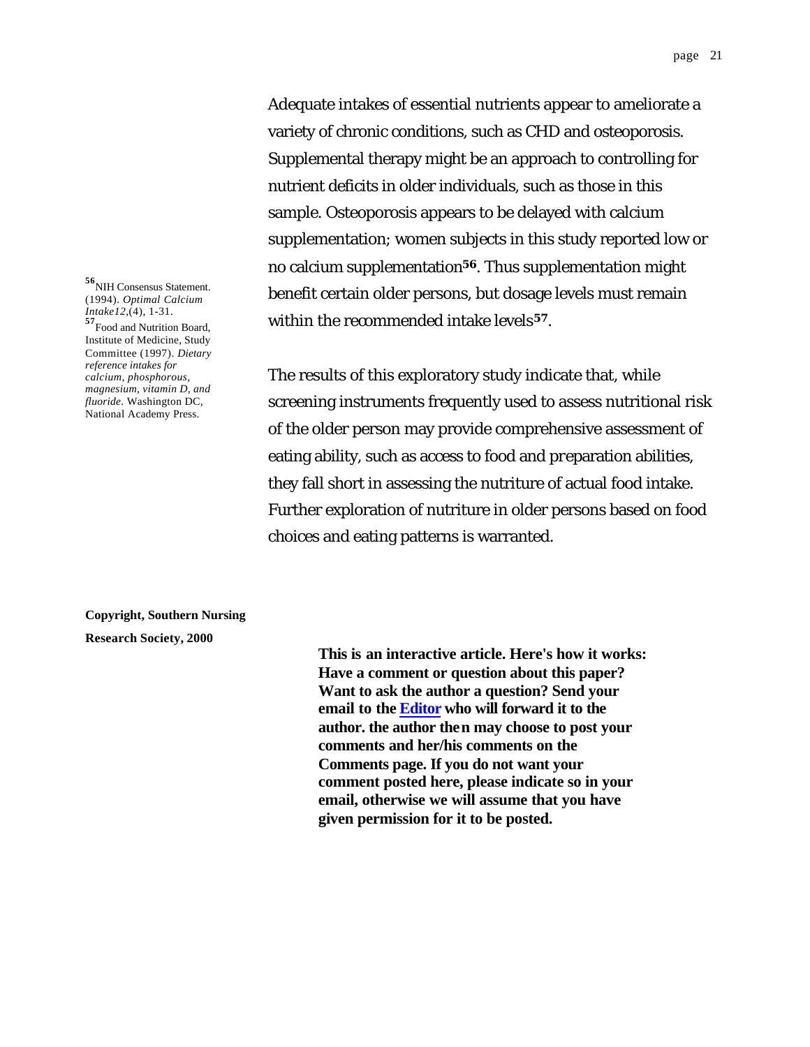Adequate intakes of essential nutrients appear to ameliorate a variety of chronic conditions, such as CHD and osteoporosis. Supplemental therapy might be an approach to controlling for nutrient deficits in older individuals, such as those in this sample. Osteoporosis appears to be delayed with calcium supplementation; women subjects in this study reported low or no calcium supplementation[56]. Thus supplementation might benefit certain older persons, but dosage levels must remain within the recommended intake levels[57].

[56] NIH Consensus Statement. (1994). *Optimal Calcium Intake12*,(4), 1-31.
[57] Food and Nutrition Board, Institute of Medicine, Study Committee (1997). *Dietary reference intakes for calcium, phosphorous, magnesium, vitamin D, and fluoride*. Washington DC, National Academy Press.

The results of this exploratory study indicate that, while screening instruments frequently used to assess nutritional risk of the older person may provide comprehensive assessment of eating ability, such as access to food and preparation abilities, they fall short in assessing the nutriture of actual food intake. Further exploration of nutriture in older persons based on food choices and eating patterns is warranted.

**Copyright, Southern Nursing Research Society, 2000**

**This is an interactive article. Here's how it works: Have a comment or question about this paper? Want to ask the author a question? Send your email to the Editor who will forward it to the author. the author then may choose to post your comments and her/his comments on the Comments page. If you do not want your comment posted here, please indicate so in your email, otherwise we will assume that you have given permission for it to be posted.**